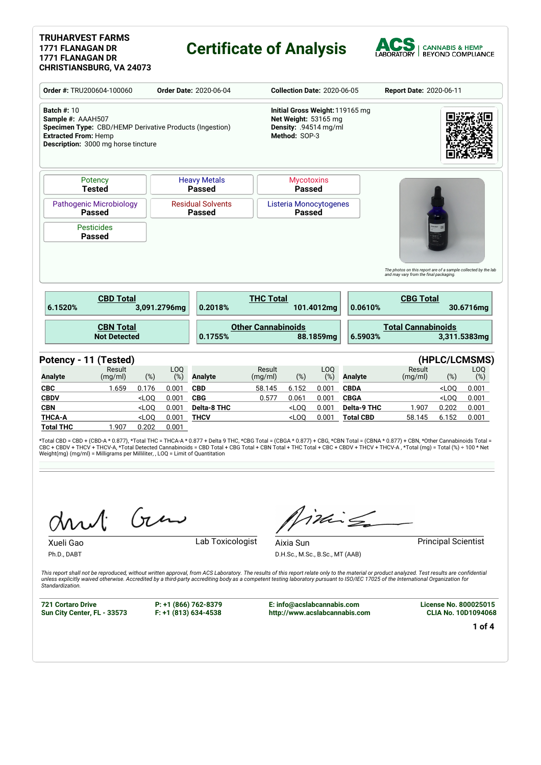**TRUHARVEST FARMS**
**1771 FLANAGAN DR**
**1771 FLANAGAN DR**
**CHRISTIANSBURG, VA 24073**

# Certificate of Analysis

ACS LABORATORY | CANNABIS & HEMP BEYOND COMPLIANCE

| **Order #:** TRU200604-100060 | **Order Date:** 2020-06-04 | **Collection Date:** 2020-06-05 | **Report Date:** 2020-06-11 |
|---|---|---|---|

**Batch #:** 10
**Sample #:** AAAH507
**Specimen Type:** CBD/HEMP Derivative Products (Ingestion)
**Extracted From:** Hemp
**Description:** 3000 mg horse tincture

**Initial Gross Weight:** 119165 mg
**Net Weight:** 53165 mg
**Density:** .94514 mg/ml
**Method:** SOP-3

| Potency | Heavy Metals | Mycotoxins |
|---|---|---|
| **Tested** | **Passed** | **Passed** |

| Pathogenic Microbiology | Residual Solvents | Listeria Monocytogenes |
|---|---|---|
| **Passed** | **Passed** | **Passed** |

| Pesticides |
|---|
| **Passed** |

*The photos on this report are of a sample collected by the lab and may vary from the final packaging.*

| CBD Total | | THC Total | | CBG Total | |
|---|---|---|---|---|---|
| **6.1520%** | **3,091.2796mg** | **0.2018%** | **101.4012mg** | **0.0610%** | **30.6716mg** |

| CBN Total | | Other Cannabinoids | | Total Cannabinoids | |
|---|---|---|---|---|---|
| **Not Detected** | | **0.1755%** | **88.1859mg** | **6.5903%** | **3,311.5383mg** |

## Potency - 11 (Tested) (HPLC/LCMSMS)

| Analyte | Result (mg/ml) | (%) | LOQ (%) | Analyte | Result (mg/ml) | (%) | LOQ (%) | Analyte | Result (mg/ml) | (%) | LOQ (%) |
|---|---|---|---|---|---|---|---|---|---|---|---|
| **CBC** | 1.659 | 0.176 | 0.001 | **CBD** | 58.145 | 6.152 | 0.001 | **CBDA** | | <LOQ | 0.001 |
| **CBDV** | | <LOQ | 0.001 | **CBG** | 0.577 | 0.061 | 0.001 | **CBGA** | | <LOQ | 0.001 |
| **CBN** | | <LOQ | 0.001 | **Delta-8 THC** | | <LOQ | 0.001 | **Delta-9 THC** | 1.907 | 0.202 | 0.001 |
| **THCA-A** | | <LOQ | 0.001 | **THCV** | | <LOQ | 0.001 | **Total CBD** | 58.145 | 6.152 | 0.001 |
| **Total THC** | 1.907 | 0.202 | 0.001 | | | | | | | | |

*Total CBD = CBD + (CBD-A * 0.877), *Total THC = THCA-A * 0.877 + Delta 9 THC, *CBG Total = (CBGA * 0.877) + CBG, *CBN Total = (CBNA * 0.877) + CBN, *Other Cannabinoids Total = CBC + CBDV + THCV + THCV-A, *Total Detected Cannabinoids = CBD Total + CBG Total + CBN Total + THC Total + CBC + CBDV + THCV + THCV-A , *Total (mg) = Total (%) ÷ 100 * Net Weight(mg) (mg/ml) = Milligrams per Milliliter, , LOQ = Limit of Quantitation

Xueli Gao — Lab Toxicologist
Ph.D., DABT

Aixia Sun — Principal Scientist
D.H.Sc., M.Sc., B.Sc., MT (AAB)

*This report shall not be reproduced, without written approval, from ACS Laboratory. The results of this report relate only to the material or product analyzed. Test results are confidential unless explicitly waived otherwise. Accredited by a third-party accrediting body as a competent testing laboratory pursuant to ISO/IEC 17025 of the International Organization for Standardization.*

**721 Cortaro Drive**
**Sun City Center, FL - 33573**

**P: +1 (866) 762-8379**
**F: +1 (813) 634-4538**

**E: info@acslabcannabis.com**
**http://www.acslabcannabis.com**

**License No. 800025015**
**CLIA No. 10D1094068**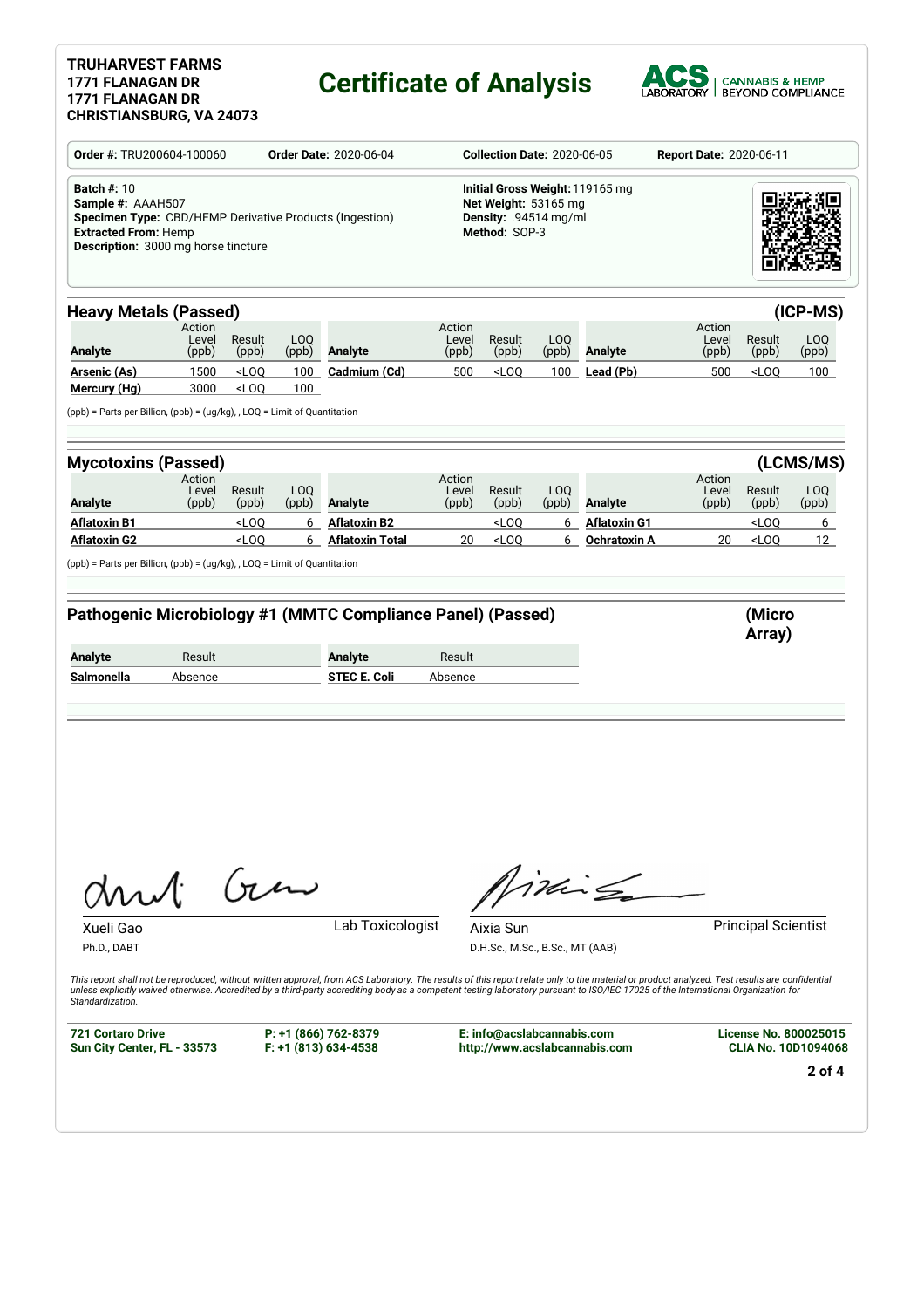**TRUHARVEST FARMS**
**1771 FLANAGAN DR**
**1771 FLANAGAN DR**
**CHRISTIANSBURG, VA 24073**

# Certificate of Analysis

ACS LABORATORY | CANNABIS & HEMP BEYOND COMPLIANCE

**Order #:** TRU200604-100060 **Order Date:** 2020-06-04 **Collection Date:** 2020-06-05 **Report Date:** 2020-06-11

**Batch #:** 10
**Sample #:** AAAH507
**Specimen Type:** CBD/HEMP Derivative Products (Ingestion)
**Extracted From:** Hemp
**Description:** 3000 mg horse tincture

**Initial Gross Weight:** 119165 mg
**Net Weight:** 53165 mg
**Density:** .94514 mg/ml
**Method:** SOP-3

## Heavy Metals (Passed) (ICP-MS)

| Analyte | Action Level (ppb) | Result (ppb) | LOQ (ppb) | Analyte | Action Level (ppb) | Result (ppb) | LOQ (ppb) | Analyte | Action Level (ppb) | Result (ppb) | LOQ (ppb) |
|---|---|---|---|---|---|---|---|---|---|---|---|
| Arsenic (As) | 1500 | <LOQ | 100 | Cadmium (Cd) | 500 | <LOQ | 100 | Lead (Pb) | 500 | <LOQ | 100 |
| Mercury (Hg) | 3000 | <LOQ | 100 | | | | | | | | |

(ppb) = Parts per Billion, (ppb) = (µg/kg), , LOQ = Limit of Quantitation

## Mycotoxins (Passed) (LCMS/MS)

| Analyte | Action Level (ppb) | Result (ppb) | LOQ (ppb) | Analyte | Action Level (ppb) | Result (ppb) | LOQ (ppb) | Analyte | Action Level (ppb) | Result (ppb) | LOQ (ppb) |
|---|---|---|---|---|---|---|---|---|---|---|---|
| Aflatoxin B1 | | <LOQ | 6 | Aflatoxin B2 | | <LOQ | 6 | Aflatoxin G1 | | <LOQ | 6 |
| Aflatoxin G2 | | <LOQ | 6 | Aflatoxin Total | 20 | <LOQ | 6 | Ochratoxin A | 20 | <LOQ | 12 |

(ppb) = Parts per Billion, (ppb) = (µg/kg), , LOQ = Limit of Quantitation

## Pathogenic Microbiology #1 (MMTC Compliance Panel) (Passed) (Micro Array)

| Analyte | Result | Analyte | Result |
|---|---|---|---|
| Salmonella | Absence | STEC E. Coli | Absence |

Xueli Gao
Ph.D., DABT
Lab Toxicologist

Aixia Sun
D.H.Sc., M.Sc., B.Sc., MT (AAB)
Principal Scientist

*This report shall not be reproduced, without written approval, from ACS Laboratory. The results of this report relate only to the material or product analyzed. Test results are confidential unless explicitly waived otherwise. Accredited by a third-party accrediting body as a competent testing laboratory pursuant to ISO/IEC 17025 of the International Organization for Standardization.*

**721 Cortaro Drive**
**Sun City Center, FL - 33573**
**P: +1 (866) 762-8379**
**F: +1 (813) 634-4538**
**E: info@acslabcannabis.com**
**http://www.acslabcannabis.com**
**License No. 800025015**
**CLIA No. 10D1094068**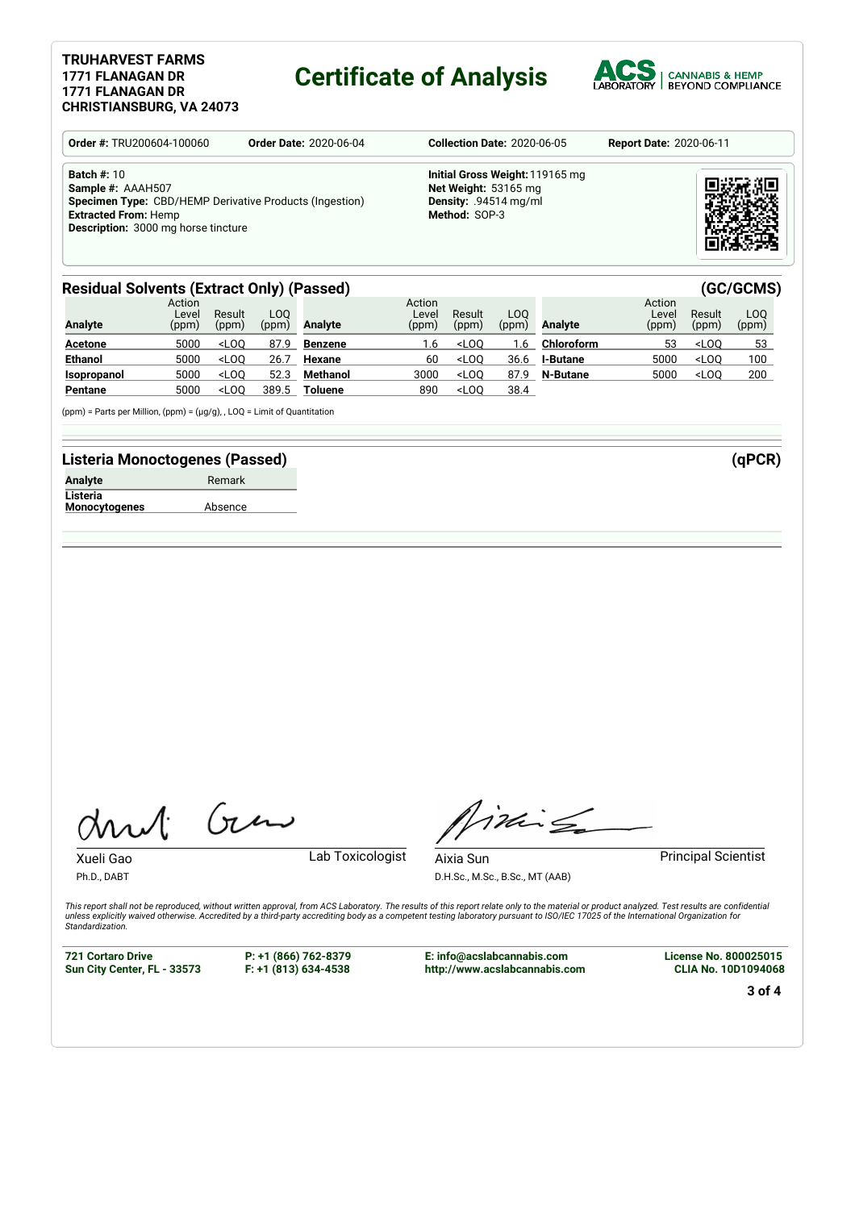**TRUHARVEST FARMS**
**1771 FLANAGAN DR**
**1771 FLANAGAN DR**
**CHRISTIANSBURG, VA 24073**

# Certificate of Analysis

ACS LABORATORY | CANNABIS & HEMP BEYOND COMPLIANCE

**Order #:** TRU200604-100060 **Order Date:** 2020-06-04 **Collection Date:** 2020-06-05 **Report Date:** 2020-06-11

**Batch #:** 10
**Sample #:** AAAH507
**Specimen Type:** CBD/HEMP Derivative Products (Ingestion)
**Extracted From:** Hemp
**Description:** 3000 mg horse tincture

**Initial Gross Weight:** 119165 mg
**Net Weight:** 53165 mg
**Density:** .94514 mg/ml
**Method:** SOP-3

## Residual Solvents (Extract Only) (Passed) (GC/GCMS)

| Analyte | Action Level (ppm) | Result (ppm) | LOQ (ppm) | Analyte | Action Level (ppm) | Result (ppm) | LOQ (ppm) | Analyte | Action Level (ppm) | Result (ppm) | LOQ (ppm) |
|---|---|---|---|---|---|---|---|---|---|---|---|
| **Acetone** | 5000 | <LOQ | 87.9 | **Benzene** | 1.6 | <LOQ | 1.6 | **Chloroform** | 53 | <LOQ | 53 |
| **Ethanol** | 5000 | <LOQ | 26.7 | **Hexane** | 60 | <LOQ | 36.6 | **I-Butane** | 5000 | <LOQ | 100 |
| **Isopropanol** | 5000 | <LOQ | 52.3 | **Methanol** | 3000 | <LOQ | 87.9 | **N-Butane** | 5000 | <LOQ | 200 |
| **Pentane** | 5000 | <LOQ | 389.5 | **Toluene** | 890 | <LOQ | 38.4 | | | | |

(ppm) = Parts per Million, (ppm) = (µg/g), , LOQ = Limit of Quantitation

## Listeria Monoctogenes (Passed) (qPCR)

| Analyte | Remark |
|---|---|
| **Listeria Monocytogenes** | Absence |

Xueli Gao
Ph.D., DABT
Lab Toxicologist

Aixia Sun
D.H.Sc., M.Sc., B.Sc., MT (AAB)
Principal Scientist

*This report shall not be reproduced, without written approval, from ACS Laboratory. The results of this report relate only to the material or product analyzed. Test results are confidential unless explicitly waived otherwise. Accredited by a third-party accrediting body as a competent testing laboratory pursuant to ISO/IEC 17025 of the International Organization for Standardization.*

**721 Cortaro Drive**
**Sun City Center, FL - 33573**

**P: +1 (866) 762-8379**
**F: +1 (813) 634-4538**

**E: info@acslabcannabis.com**
**http://www.acslabcannabis.com**

**License No. 800025015**
**CLIA No. 10D1094068**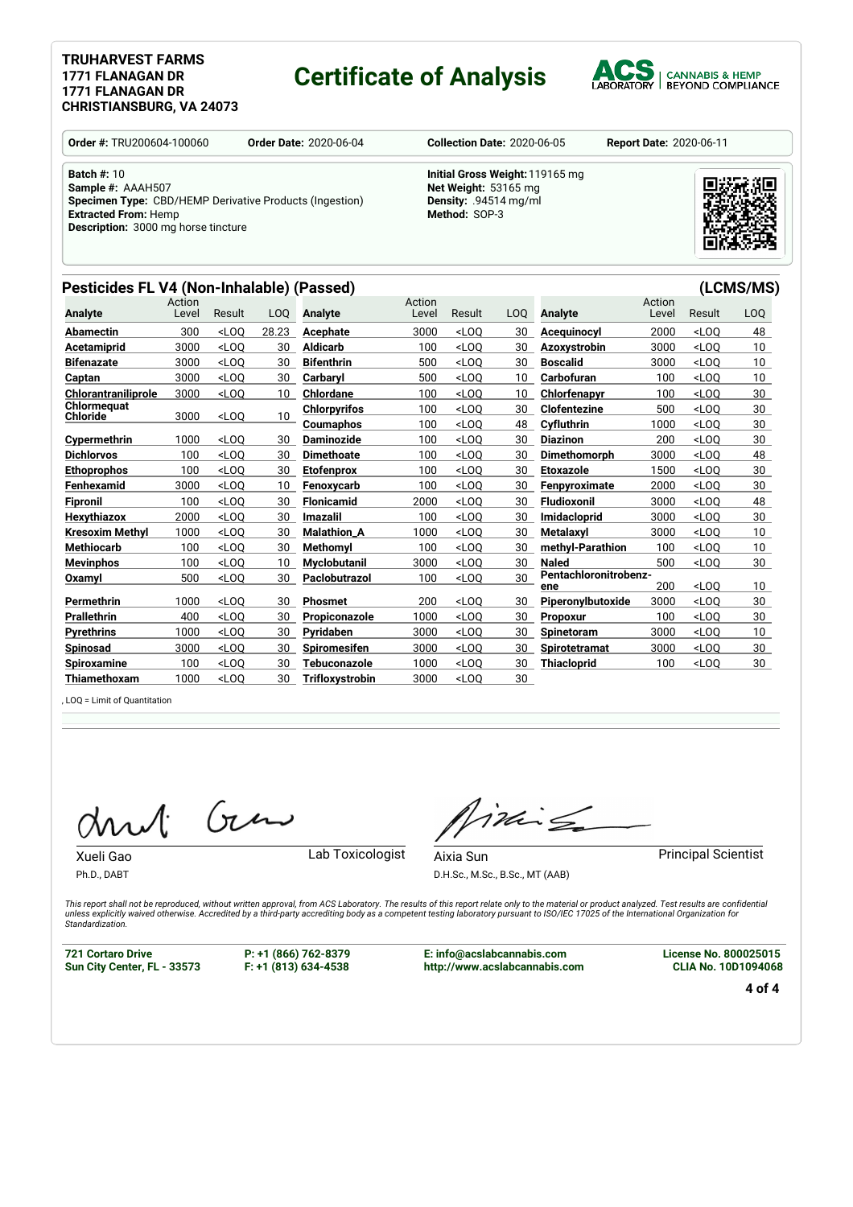**TRUHARVEST FARMS**
**1771 FLANAGAN DR**
**1771 FLANAGAN DR**
**CHRISTIANSBURG, VA 24073**

# Certificate of Analysis

ACS LABORATORY | CANNABIS & HEMP BEYOND COMPLIANCE

**Order #:** TRU200604-100060 **Order Date:** 2020-06-04 **Collection Date:** 2020-06-05 **Report Date:** 2020-06-11

**Batch #:** 10
**Sample #:** AAAH507
**Specimen Type:** CBD/HEMP Derivative Products (Ingestion)
**Extracted From:** Hemp
**Description:** 3000 mg horse tincture

**Initial Gross Weight:** 119165 mg
**Net Weight:** 53165 mg
**Density:** .94514 mg/ml
**Method:** SOP-3

## Pesticides FL V4 (Non-Inhalable) (Passed) (LCMS/MS)

| Analyte | Action Level | Result | LOQ | Analyte | Action Level | Result | LOQ | Analyte | Action Level | Result | LOQ |
|---|---|---|---|---|---|---|---|---|---|---|---|
| **Abamectin** | 300 | <LOQ | 28.23 | **Acephate** | 3000 | <LOQ | 30 | **Acequinocyl** | 2000 | <LOQ | 48 |
| **Acetamiprid** | 3000 | <LOQ | 30 | **Aldicarb** | 100 | <LOQ | 30 | **Azoxystrobin** | 3000 | <LOQ | 10 |
| **Bifenazate** | 3000 | <LOQ | 30 | **Bifenthrin** | 500 | <LOQ | 30 | **Boscalid** | 3000 | <LOQ | 10 |
| **Captan** | 3000 | <LOQ | 30 | **Carbaryl** | 500 | <LOQ | 10 | **Carbofuran** | 100 | <LOQ | 10 |
| **Chlorantraniliprole** | 3000 | <LOQ | 10 | **Chlordane** | 100 | <LOQ | 10 | **Chlorfenapyr** | 100 | <LOQ | 30 |
| **Chlormequat Chloride** | 3000 | <LOQ | 10 | **Chlorpyrifos** | 100 | <LOQ | 30 | **Clofentezine** | 500 | <LOQ | 30 |
| | | | | **Coumaphos** | 100 | <LOQ | 48 | **Cyfluthrin** | 1000 | <LOQ | 30 |
| **Cypermethrin** | 1000 | <LOQ | 30 | **Daminozide** | 100 | <LOQ | 30 | **Diazinon** | 200 | <LOQ | 30 |
| **Dichlorvos** | 100 | <LOQ | 30 | **Dimethoate** | 100 | <LOQ | 30 | **Dimethomorph** | 3000 | <LOQ | 48 |
| **Ethoprophos** | 100 | <LOQ | 30 | **Etofenprox** | 100 | <LOQ | 30 | **Etoxazole** | 1500 | <LOQ | 30 |
| **Fenhexamid** | 3000 | <LOQ | 10 | **Fenoxycarb** | 100 | <LOQ | 30 | **Fenpyroximate** | 2000 | <LOQ | 30 |
| **Fipronil** | 100 | <LOQ | 30 | **Flonicamid** | 2000 | <LOQ | 30 | **Fludioxonil** | 3000 | <LOQ | 48 |
| **Hexythiazox** | 2000 | <LOQ | 30 | **Imazalil** | 100 | <LOQ | 30 | **Imidacloprid** | 3000 | <LOQ | 30 |
| **Kresoxim Methyl** | 1000 | <LOQ | 30 | **Malathion_A** | 1000 | <LOQ | 30 | **Metalaxyl** | 3000 | <LOQ | 10 |
| **Methiocarb** | 100 | <LOQ | 30 | **Methomyl** | 100 | <LOQ | 30 | **methyl-Parathion** | 100 | <LOQ | 10 |
| **Mevinphos** | 100 | <LOQ | 10 | **Myclobutanil** | 3000 | <LOQ | 30 | **Naled** | 500 | <LOQ | 30 |
| **Oxamyl** | 500 | <LOQ | 30 | **Paclobutrazol** | 100 | <LOQ | 30 | **Pentachloronitrobenzene** | 200 | <LOQ | 10 |
| **Permethrin** | 1000 | <LOQ | 30 | **Phosmet** | 200 | <LOQ | 30 | **Piperonylbutoxide** | 3000 | <LOQ | 30 |
| **Prallethrin** | 400 | <LOQ | 30 | **Propiconazole** | 1000 | <LOQ | 30 | **Propoxur** | 100 | <LOQ | 30 |
| **Pyrethrins** | 1000 | <LOQ | 30 | **Pyridaben** | 3000 | <LOQ | 30 | **Spinetoram** | 3000 | <LOQ | 10 |
| **Spinosad** | 3000 | <LOQ | 30 | **Spiromesifen** | 3000 | <LOQ | 30 | **Spirotetramat** | 3000 | <LOQ | 30 |
| **Spiroxamine** | 100 | <LOQ | 30 | **Tebuconazole** | 1000 | <LOQ | 30 | **Thiacloprid** | 100 | <LOQ | 30 |
| **Thiamethoxam** | 1000 | <LOQ | 30 | **Trifloxystrobin** | 3000 | <LOQ | 30 | | | | |

, LOQ = Limit of Quantitation

Xueli Gao
Ph.D., DABT
Lab Toxicologist

Aixia Sun
D.H.Sc., M.Sc., B.Sc., MT (AAB)
Principal Scientist

*This report shall not be reproduced, without written approval, from ACS Laboratory. The results of this report relate only to the material or product analyzed. Test results are confidential unless explicitly waived otherwise. Accredited by a third-party accrediting body as a competent testing laboratory pursuant to ISO/IEC 17025 of the International Organization for Standardization.*

**721 Cortaro Drive**
**Sun City Center, FL - 33573**

**P: +1 (866) 762-8379**
**F: +1 (813) 634-4538**

**E: info@acslabcannabis.com**
**http://www.acslabcannabis.com**

**License No. 800025015**
**CLIA No. 10D1094068**